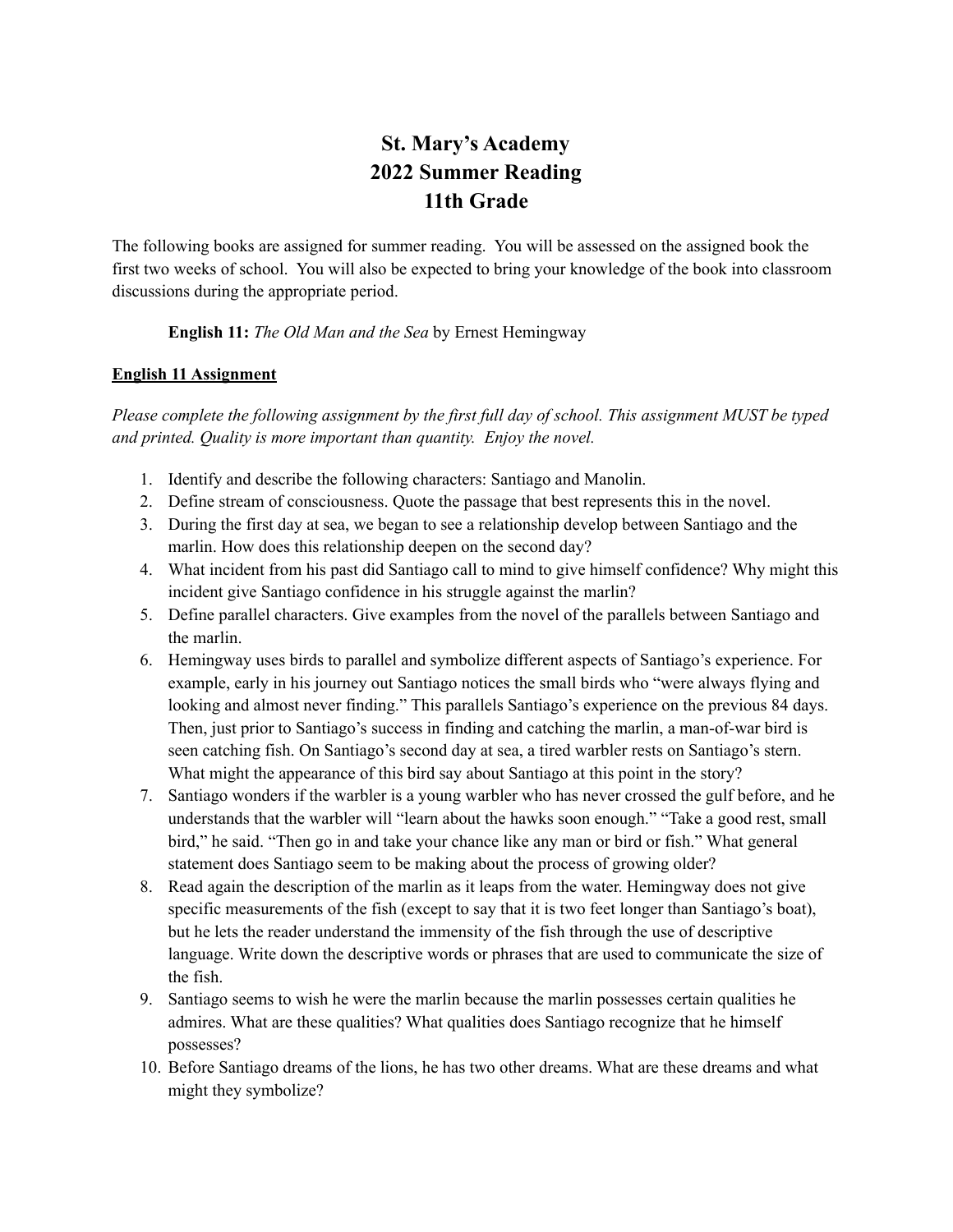# St. Mary's Academy
# 2022 Summer Reading
# 11th Grade

The following books are assigned for summer reading. You will be assessed on the assigned book the first two weeks of school. You will also be expected to bring your knowledge of the book into classroom discussions during the appropriate period.

**English 11:** *The Old Man and the Sea* by Ernest Hemingway

**<u>English 11 Assignment</u>**

*Please complete the following assignment by the first full day of school. This assignment MUST be typed and printed. Quality is more important than quantity. Enjoy the novel.*

1. Identify and describe the following characters: Santiago and Manolin.
2. Define stream of consciousness. Quote the passage that best represents this in the novel.
3. During the first day at sea, we began to see a relationship develop between Santiago and the marlin. How does this relationship deepen on the second day?
4. What incident from his past did Santiago call to mind to give himself confidence? Why might this incident give Santiago confidence in his struggle against the marlin?
5. Define parallel characters. Give examples from the novel of the parallels between Santiago and the marlin.
6. Hemingway uses birds to parallel and symbolize different aspects of Santiago's experience. For example, early in his journey out Santiago notices the small birds who "were always flying and looking and almost never finding." This parallels Santiago's experience on the previous 84 days. Then, just prior to Santiago's success in finding and catching the marlin, a man-of-war bird is seen catching fish. On Santiago's second day at sea, a tired warbler rests on Santiago's stern. What might the appearance of this bird say about Santiago at this point in the story?
7. Santiago wonders if the warbler is a young warbler who has never crossed the gulf before, and he understands that the warbler will "learn about the hawks soon enough." "Take a good rest, small bird," he said. "Then go in and take your chance like any man or bird or fish." What general statement does Santiago seem to be making about the process of growing older?
8. Read again the description of the marlin as it leaps from the water. Hemingway does not give specific measurements of the fish (except to say that it is two feet longer than Santiago's boat), but he lets the reader understand the immensity of the fish through the use of descriptive language. Write down the descriptive words or phrases that are used to communicate the size of the fish.
9. Santiago seems to wish he were the marlin because the marlin possesses certain qualities he admires. What are these qualities? What qualities does Santiago recognize that he himself possesses?
10. Before Santiago dreams of the lions, he has two other dreams. What are these dreams and what might they symbolize?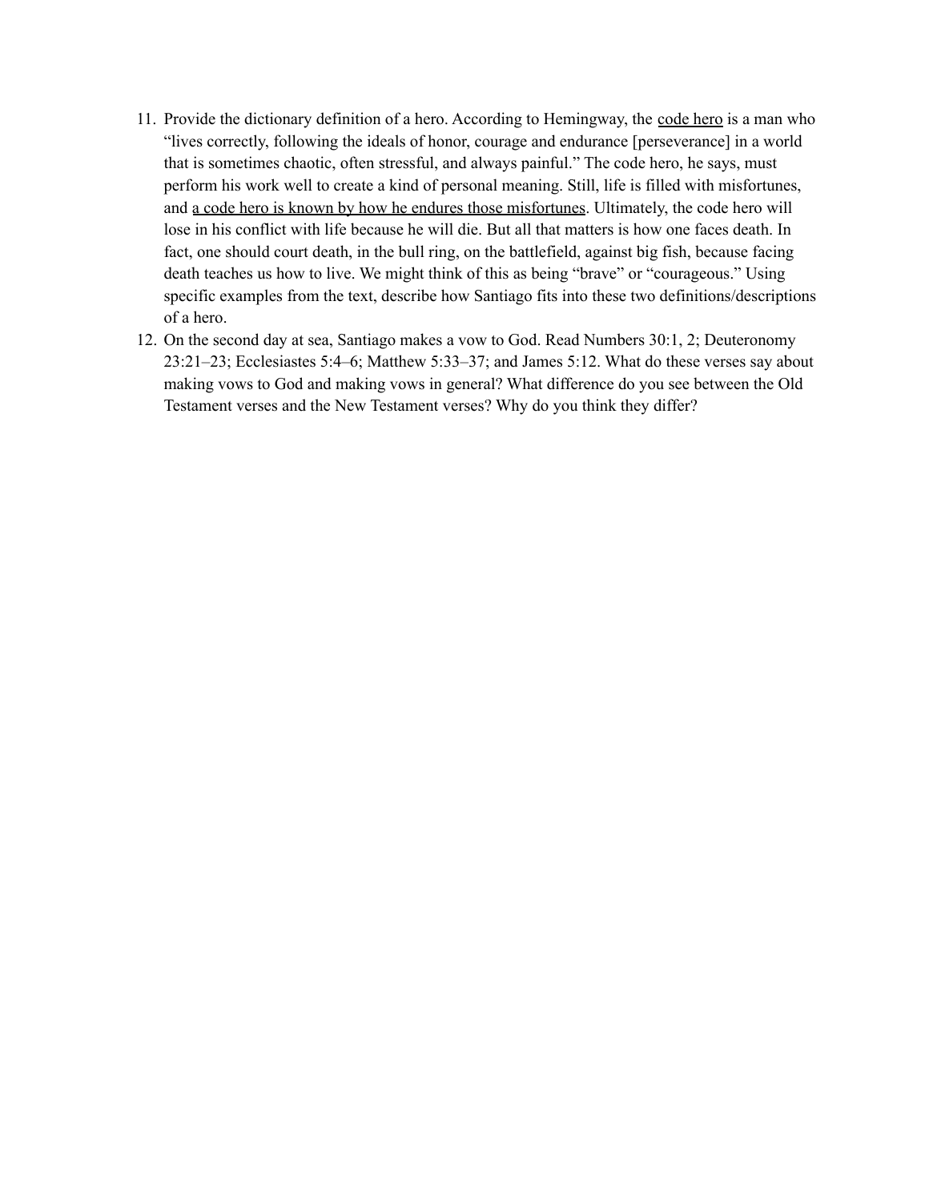11. Provide the dictionary definition of a hero. According to Hemingway, the <u>code hero</u> is a man who "lives correctly, following the ideals of honor, courage and endurance [perseverance] in a world that is sometimes chaotic, often stressful, and always painful." The code hero, he says, must perform his work well to create a kind of personal meaning. Still, life is filled with misfortunes, and <u>a code hero is known by how he endures those misfortunes</u>. Ultimately, the code hero will lose in his conflict with life because he will die. But all that matters is how one faces death. In fact, one should court death, in the bull ring, on the battlefield, against big fish, because facing death teaches us how to live. We might think of this as being "brave" or "courageous." Using specific examples from the text, describe how Santiago fits into these two definitions/descriptions of a hero.
12. On the second day at sea, Santiago makes a vow to God. Read Numbers 30:1, 2; Deuteronomy 23:21–23; Ecclesiastes 5:4–6; Matthew 5:33–37; and James 5:12. What do these verses say about making vows to God and making vows in general? What difference do you see between the Old Testament verses and the New Testament verses? Why do you think they differ?